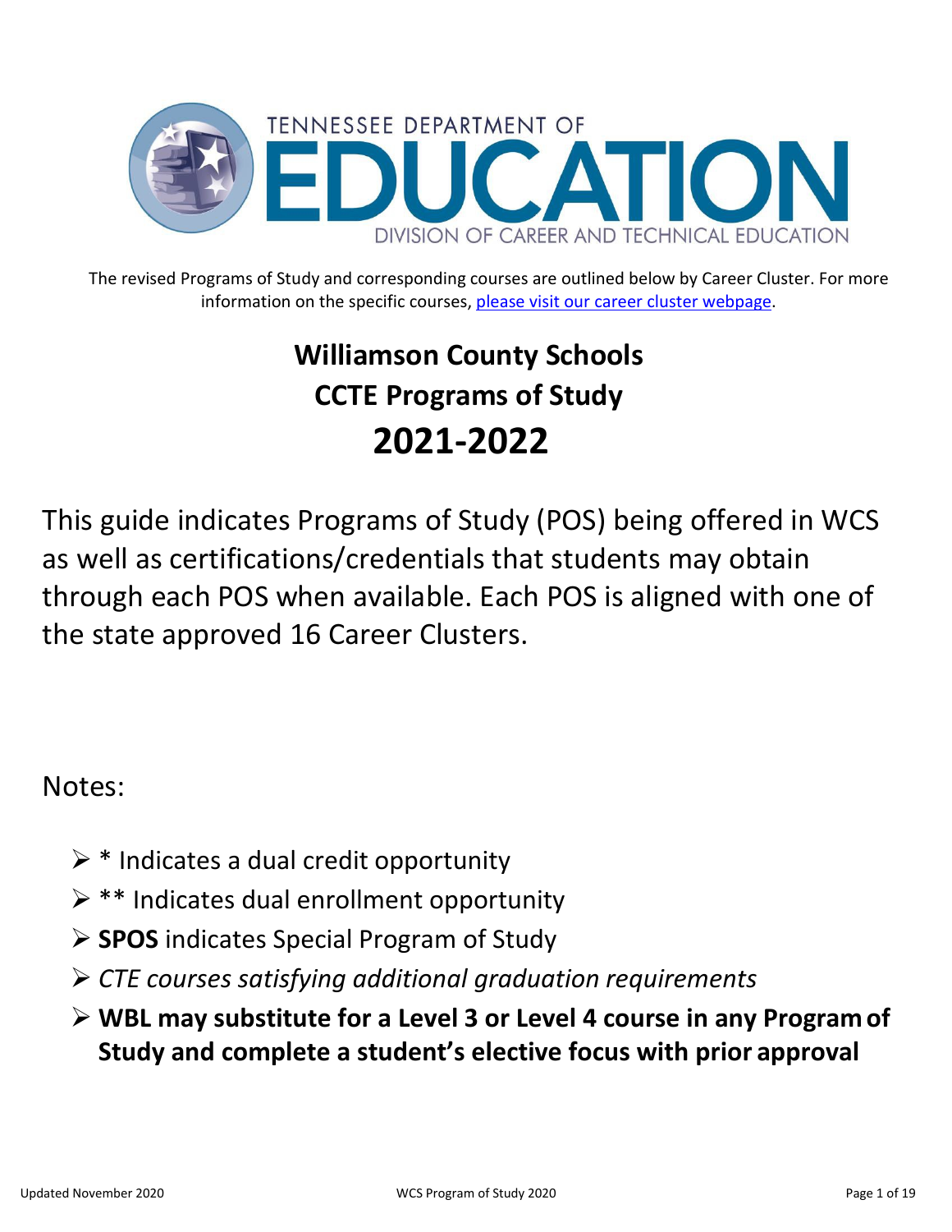TENNESSEE DEPARTMENT OF

# EDUCATION

DIVISION OF CAREER AND TECHNICAL EDUCATION

The revised Programs of Study and corresponding courses are outlined below by Career Cluster. For more information on the specific courses, please visit our career cluster webpage.

## Williamson County Schools
## CCTE Programs of Study
## 2021-2022

This guide indicates Programs of Study (POS) being offered in WCS as well as certifications/credentials that students may obtain through each POS when available. Each POS is aligned with one of the state approved 16 Career Clusters.

Notes:

- * Indicates a dual credit opportunity
- ** Indicates dual enrollment opportunity
- **SPOS** indicates Special Program of Study
- *CTE courses satisfying additional graduation requirements*
- **WBL may substitute for a Level 3 or Level 4 course in any Program of Study and complete a student's elective focus with prior approval**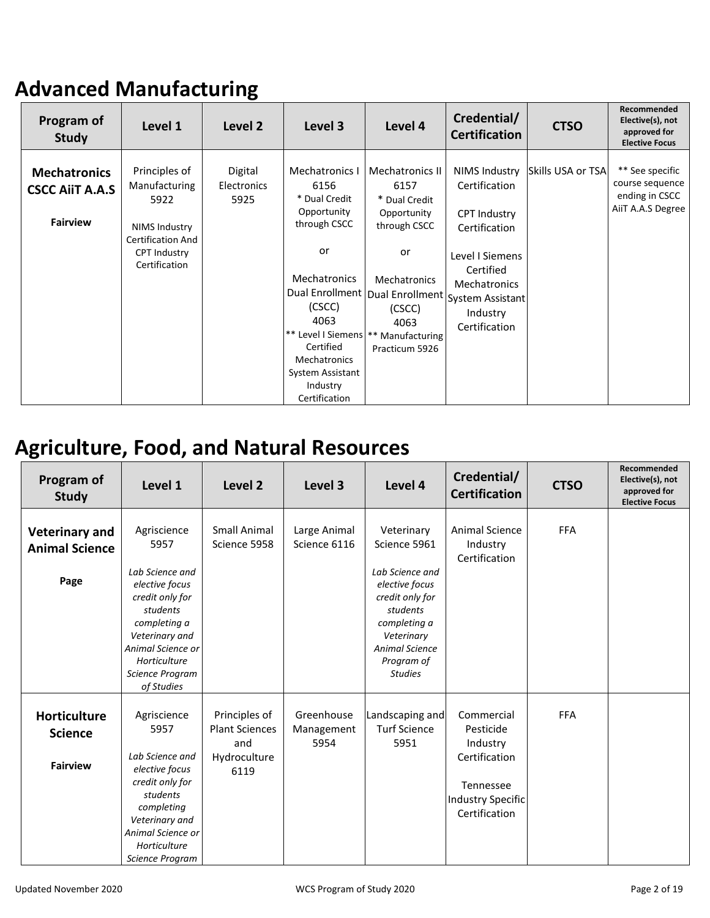# Advanced Manufacturing

| Program of Study | Level 1 | Level 2 | Level 3 | Level 4 | Credential/ Certification | CTSO | Recommended Elective(s), not approved for Elective Focus |
|---|---|---|---|---|---|---|---|
| **Mechatronics CSCC AiiT A.A.S** **Fairview** | Principles of Manufacturing 5922 NIMS Industry Certification And CPT Industry Certification | Digital Electronics 5925 | Mechatronics I 6156 * Dual Credit Opportunity through CSCC or Mechatronics Dual Enrollment (CSCC) 4063 ** Level I Siemens Certified Mechatronics System Assistant Industry Certification | Mechatronics II 6157 * Dual Credit Opportunity through CSCC or Mechatronics Dual Enrollment (CSCC) 4063 ** Manufacturing Practicum 5926 | NIMS Industry Certification CPT Industry Certification Level I Siemens Certified Mechatronics System Assistant Industry Certification | Skills USA or TSA | ** See specific course sequence ending in CSCC AiiT A.A.S Degree |

# Agriculture, Food, and Natural Resources

| Program of Study | Level 1 | Level 2 | Level 3 | Level 4 | Credential/ Certification | CTSO | Recommended Elective(s), not approved for Elective Focus |
|---|---|---|---|---|---|---|---|
| **Veterinary and Animal Science** **Page** | Agriscience 5957 *Lab Science and elective focus credit only for students completing a Veterinary and Animal Science or Horticulture Science Program of Studies* | Small Animal Science 5958 | Large Animal Science 6116 | Veterinary Science 5961 *Lab Science and elective focus credit only for students completing a Veterinary Animal Science Program of Studies* | Animal Science Industry Certification | FFA | |
| **Horticulture Science** **Fairview** | Agriscience 5957 *Lab Science and elective focus credit only for students completing Veterinary and Animal Science or Horticulture Science Program* | Principles of Plant Sciences and Hydroculture 6119 | Greenhouse Management 5954 | Landscaping and Turf Science 5951 | Commercial Pesticide Industry Certification Tennessee Industry Specific Certification | FFA | |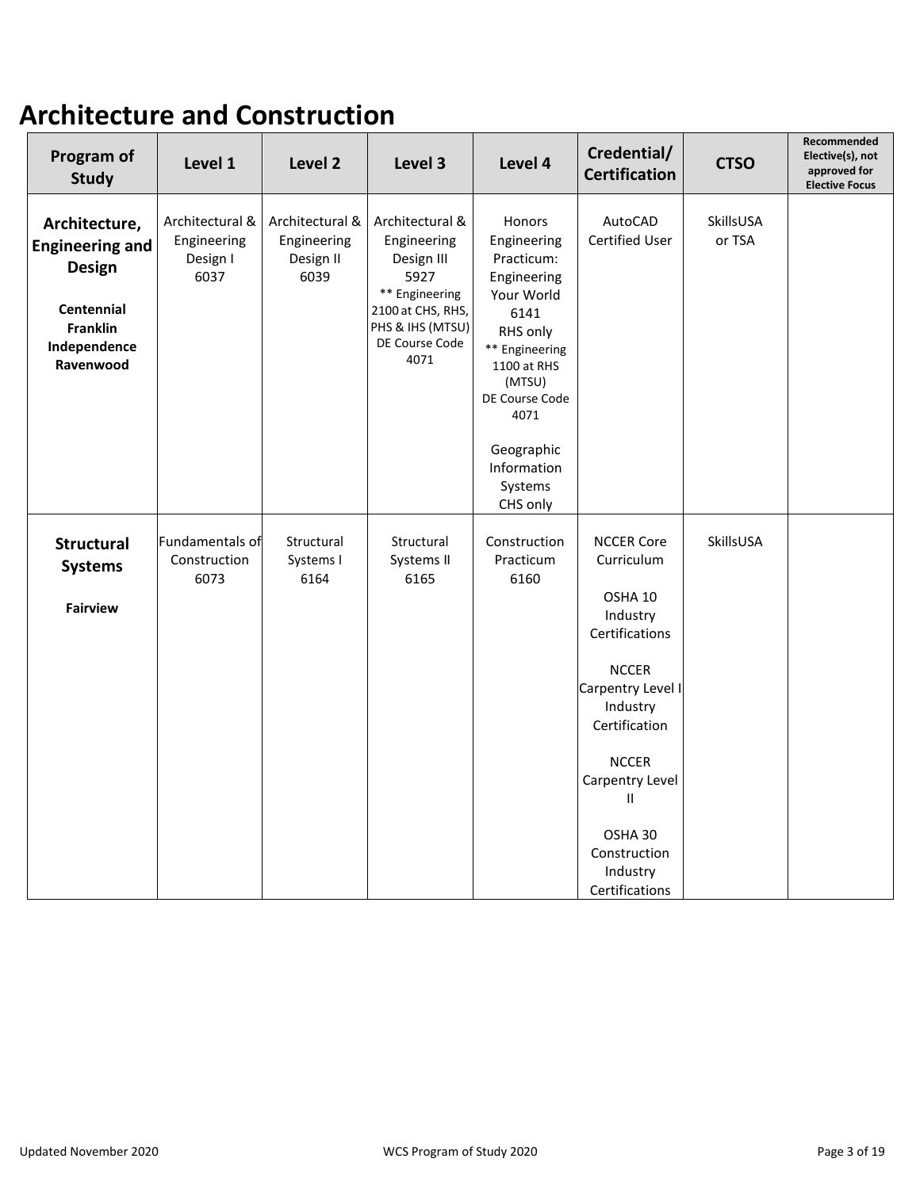# Architecture and Construction

| Program of Study | Level 1 | Level 2 | Level 3 | Level 4 | Credential/ Certification | CTSO | Recommended Elective(s), not approved for Elective Focus |
|---|---|---|---|---|---|---|---|
| **Architecture, Engineering and Design**<br><br>**Centennial**<br>**Franklin**<br>**Independence**<br>**Ravenwood** | Architectural & Engineering Design I 6037 | Architectural & Engineering Design II 6039 | Architectural & Engineering Design III 5927<br>** Engineering 2100 at CHS, RHS, PHS & IHS (MTSU) DE Course Code 4071 | Honors Engineering Practicum: Engineering Your World 6141 RHS only<br>** Engineering 1100 at RHS (MTSU) DE Course Code 4071<br><br>Geographic Information Systems CHS only | AutoCAD Certified User | SkillsUSA or TSA | |
| **Structural Systems**<br><br>**Fairview** | Fundamentals of Construction 6073 | Structural Systems I 6164 | Structural Systems II 6165 | Construction Practicum 6160 | NCCER Core Curriculum<br><br>OSHA 10 Industry Certifications<br><br>NCCER Carpentry Level I Industry Certification<br><br>NCCER Carpentry Level II<br><br>OSHA 30 Construction Industry Certifications | SkillsUSA | |

Updated November 2020

WCS Program of Study 2020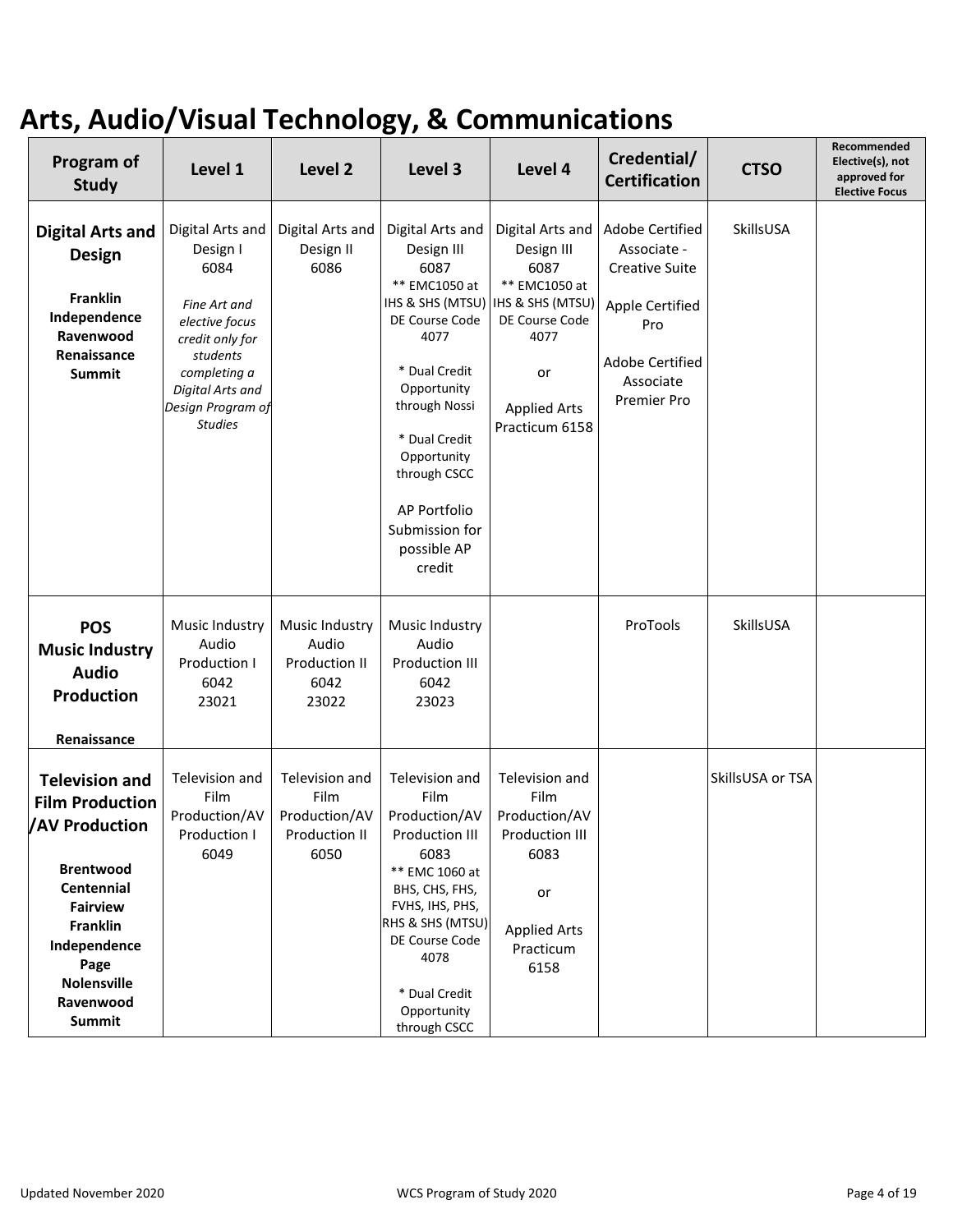# Arts, Audio/Visual Technology, & Communications

| Program of Study | Level 1 | Level 2 | Level 3 | Level 4 | Credential/ Certification | CTSO | Recommended Elective(s), not approved for Elective Focus |
|---|---|---|---|---|---|---|---|
| **Digital Arts and Design**<br><br>**Franklin**<br>**Independence**<br>**Ravenwood**<br>**Renaissance**<br>**Summit** | Digital Arts and Design I<br>6084<br><br>*Fine Art and elective focus credit only for students completing a Digital Arts and Design Program of Studies* | Digital Arts and Design II<br>6086 | Digital Arts and Design III<br>6087<br>** EMC1050 at IHS & SHS (MTSU) DE Course Code 4077<br><br>* Dual Credit Opportunity through Nossi<br><br>* Dual Credit Opportunity through CSCC<br><br>AP Portfolio Submission for possible AP credit | Digital Arts and Design III<br>6087<br>** EMC1050 at IHS & SHS (MTSU) DE Course Code 4077<br><br>or<br><br>Applied Arts Practicum 6158 | Adobe Certified Associate - Creative Suite<br><br>Apple Certified Pro<br><br>Adobe Certified Associate Premier Pro | SkillsUSA | |
| **POS**<br>**Music Industry Audio Production**<br><br>**Renaissance** | Music Industry Audio Production I<br>6042<br>23021 | Music Industry Audio Production II<br>6042<br>23022 | Music Industry Audio Production III<br>6042<br>23023 | | ProTools | SkillsUSA | |
| **Television and Film Production /AV Production**<br><br>**Brentwood**<br>**Centennial**<br>**Fairview**<br>**Franklin**<br>**Independence**<br>**Page**<br>**Nolensville**<br>**Ravenwood**<br>**Summit** | Television and Film Production/AV Production I<br>6049 | Television and Film Production/AV Production II<br>6050 | Television and Film Production/AV Production III<br>6083<br>** EMC 1060 at BHS, CHS, FHS, FVHS, IHS, PHS, RHS & SHS (MTSU) DE Course Code 4078<br><br>* Dual Credit Opportunity through CSCC | Television and Film Production/AV Production III<br>6083<br><br>or<br><br>Applied Arts Practicum<br>6158 | | SkillsUSA or TSA | |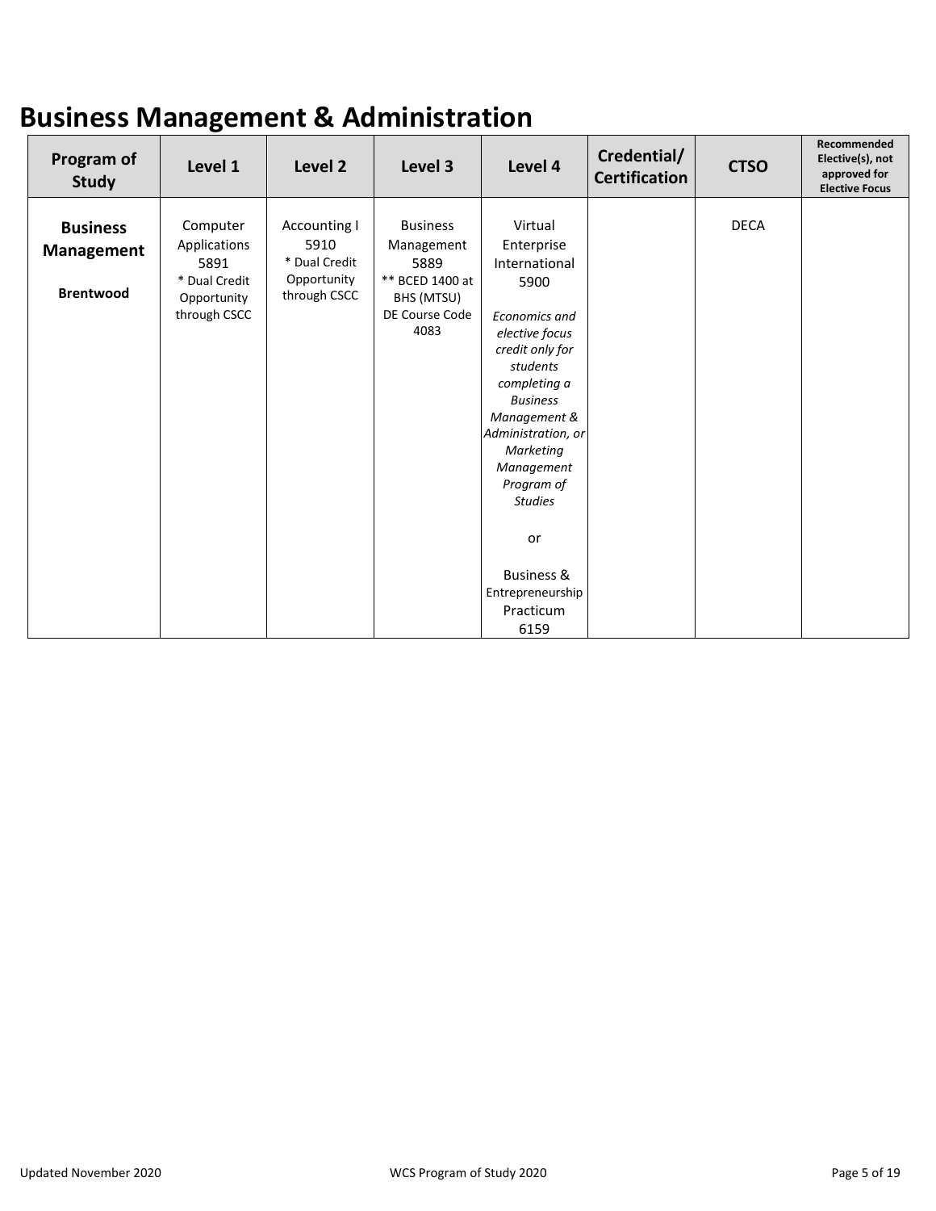# Business Management & Administration

| Program of Study | Level 1 | Level 2 | Level 3 | Level 4 | Credential/ Certification | CTSO | Recommended Elective(s), not approved for Elective Focus |
|---|---|---|---|---|---|---|---|
| **Business Management**<br><br>**Brentwood** | Computer Applications 5891<br>* Dual Credit Opportunity through CSCC | Accounting I 5910<br>* Dual Credit Opportunity through CSCC | Business Management 5889<br>** BCED 1400 at BHS (MTSU) DE Course Code 4083 | Virtual Enterprise International 5900<br><br>*Economics and elective focus credit only for students completing a Business Management & Administration, or Marketing Management Program of Studies*<br><br>or<br><br>Business & Entrepreneurship Practicum 6159 | | DECA | |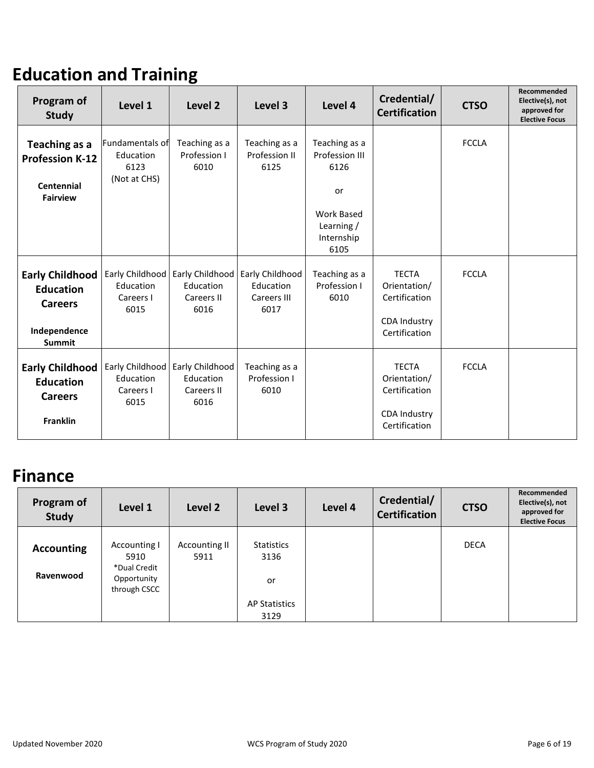# Education and Training

| Program of Study | Level 1 | Level 2 | Level 3 | Level 4 | Credential/ Certification | CTSO | Recommended Elective(s), not approved for Elective Focus |
|---|---|---|---|---|---|---|---|
| **Teaching as a Profession K-12**<br><br>**Centennial**<br>**Fairview** | Fundamentals of Education 6123 (Not at CHS) | Teaching as a Profession I 6010 | Teaching as a Profession II 6125 | Teaching as a Profession III 6126<br><br>or<br><br>Work Based Learning / Internship 6105 | | FCCLA | |
| **Early Childhood Education Careers**<br><br>**Independence**<br>**Summit** | Early Childhood Education Careers I 6015 | Early Childhood Education Careers II 6016 | Early Childhood Education Careers III 6017 | Teaching as a Profession I 6010 | TECTA Orientation/ Certification<br><br>CDA Industry Certification | FCCLA | |
| **Early Childhood Education Careers**<br><br>**Franklin** | Early Childhood Education Careers I 6015 | Early Childhood Education Careers II 6016 | Teaching as a Profession I 6010 | | TECTA Orientation/ Certification<br><br>CDA Industry Certification | FCCLA | |

# Finance

| Program of Study | Level 1 | Level 2 | Level 3 | Level 4 | Credential/ Certification | CTSO | Recommended Elective(s), not approved for Elective Focus |
|---|---|---|---|---|---|---|---|
| **Accounting**<br><br>**Ravenwood** | Accounting I 5910<br>*Dual Credit Opportunity through CSCC | Accounting II 5911 | Statistics 3136<br><br>or<br><br>AP Statistics 3129 | | | DECA | |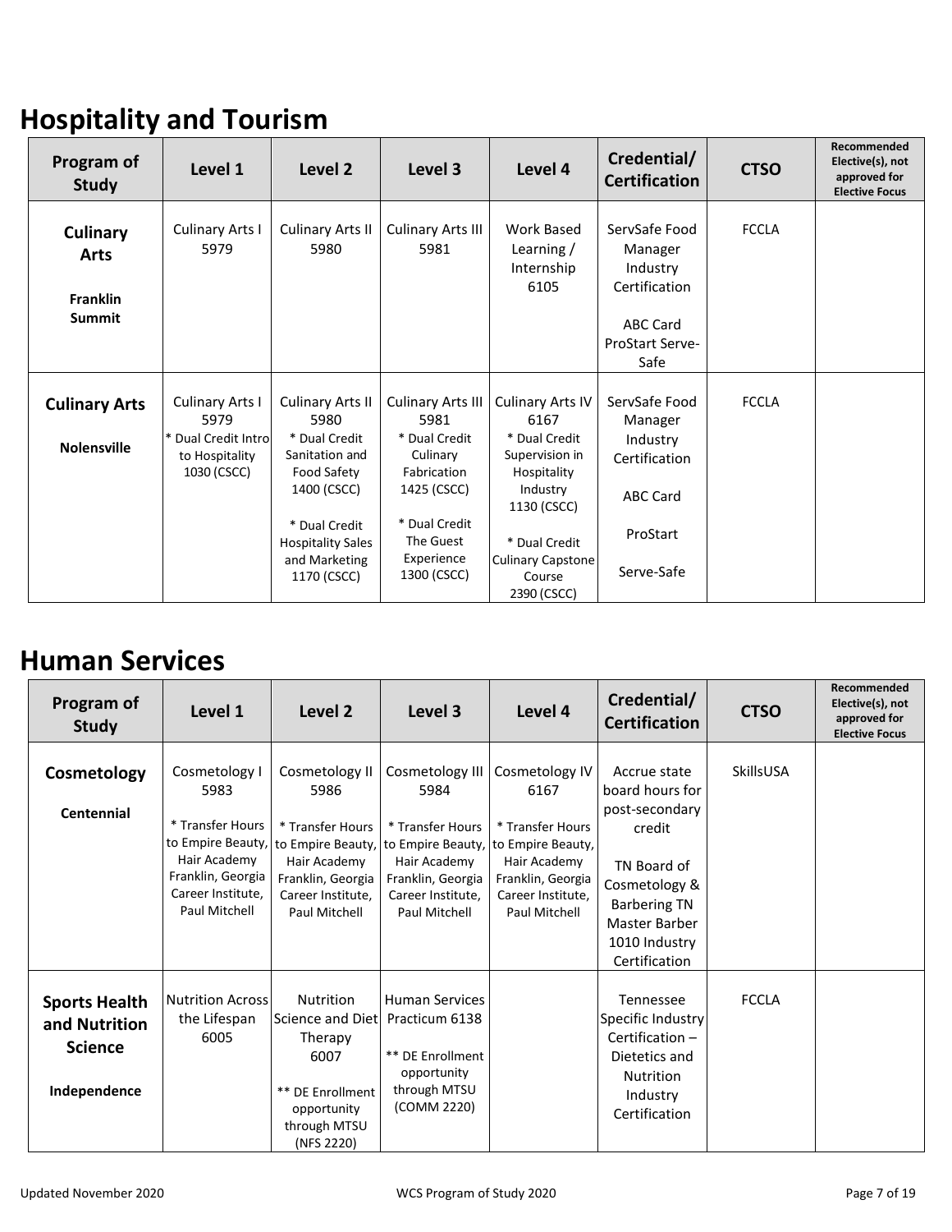# Hospitality and Tourism

| Program of Study | Level 1 | Level 2 | Level 3 | Level 4 | Credential/ Certification | CTSO | Recommended Elective(s), not approved for Elective Focus |
|---|---|---|---|---|---|---|---|
| **Culinary Arts** **Franklin Summit** | Culinary Arts I 5979 | Culinary Arts II 5980 | Culinary Arts III 5981 | Work Based Learning / Internship 6105 | ServSafe Food Manager Industry Certification ABC Card ProStart Serve-Safe | FCCLA | |
| **Culinary Arts** **Nolensville** | Culinary Arts I 5979 * Dual Credit Intro to Hospitality 1030 (CSCC) | Culinary Arts II 5980 * Dual Credit Sanitation and Food Safety 1400 (CSCC) * Dual Credit Hospitality Sales and Marketing 1170 (CSCC) | Culinary Arts III 5981 * Dual Credit Culinary Fabrication 1425 (CSCC) * Dual Credit The Guest Experience 1300 (CSCC) | Culinary Arts IV 6167 * Dual Credit Supervision in Hospitality Industry 1130 (CSCC) * Dual Credit Culinary Capstone Course 2390 (CSCC) | ServSafe Food Manager Industry Certification ABC Card ProStart Serve-Safe | FCCLA | |

# Human Services

| Program of Study | Level 1 | Level 2 | Level 3 | Level 4 | Credential/ Certification | CTSO | Recommended Elective(s), not approved for Elective Focus |
|---|---|---|---|---|---|---|---|
| **Cosmetology** **Centennial** | Cosmetology I 5983 * Transfer Hours to Empire Beauty, Hair Academy Franklin, Georgia Career Institute, Paul Mitchell | Cosmetology II 5986 * Transfer Hours to Empire Beauty, Hair Academy Franklin, Georgia Career Institute, Paul Mitchell | Cosmetology III 5984 * Transfer Hours to Empire Beauty, Hair Academy Franklin, Georgia Career Institute, Paul Mitchell | Cosmetology IV 6167 * Transfer Hours to Empire Beauty, Hair Academy Franklin, Georgia Career Institute, Paul Mitchell | Accrue state board hours for post-secondary credit TN Board of Cosmetology & Barbering TN Master Barber 1010 Industry Certification | SkillsUSA | |
| **Sports Health and Nutrition Science** **Independence** | Nutrition Across the Lifespan 6005 | Nutrition Science and Diet Therapy 6007 ** DE Enrollment opportunity through MTSU (NFS 2220) | Human Services Practicum 6138 ** DE Enrollment opportunity through MTSU (COMM 2220) | | Tennessee Specific Industry Certification – Dietetics and Nutrition Industry Certification | FCCLA | |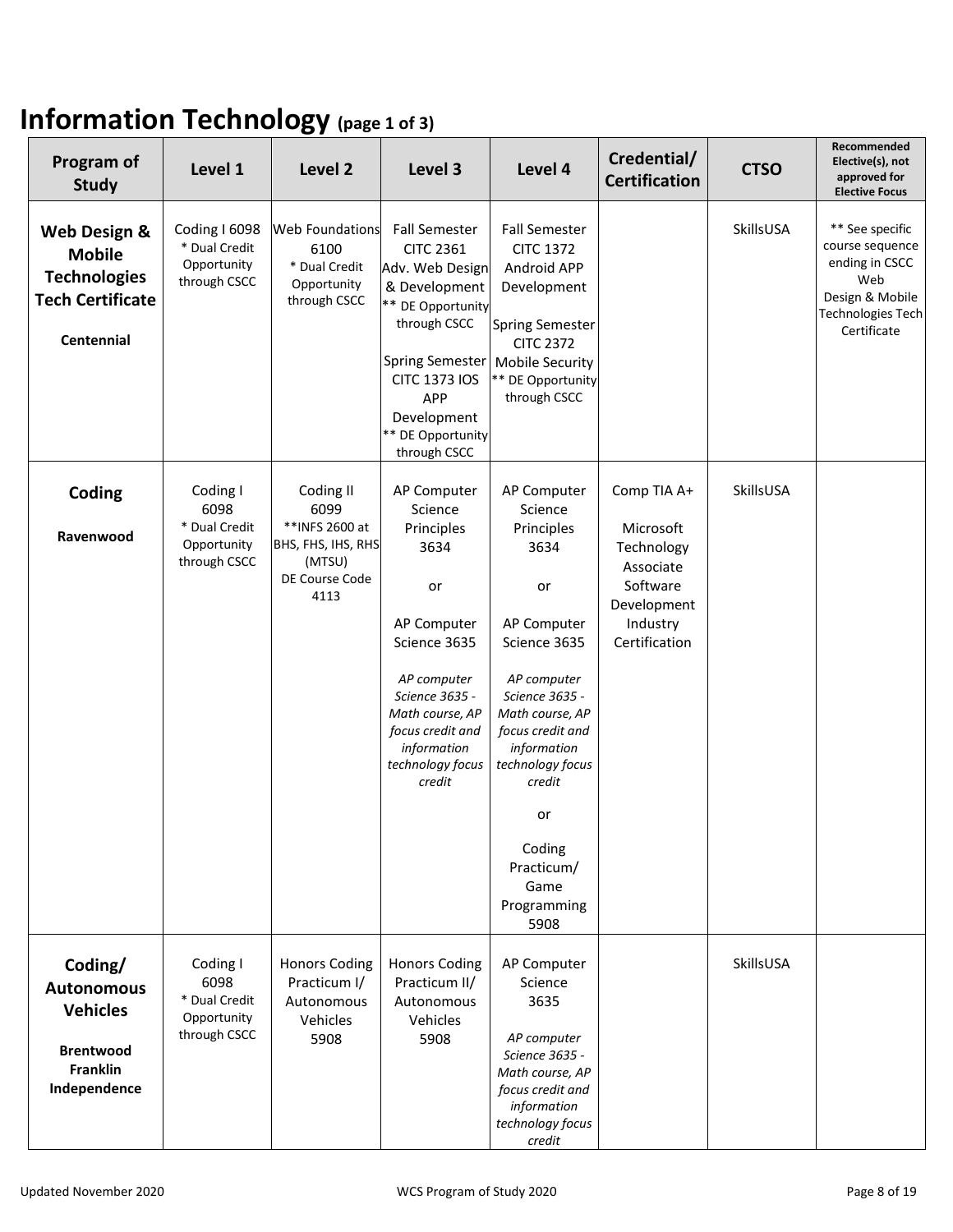# Information Technology (page 1 of 3)

| Program of Study | Level 1 | Level 2 | Level 3 | Level 4 | Credential/ Certification | CTSO | Recommended Elective(s), not approved for Elective Focus |
|---|---|---|---|---|---|---|---|
| **Web Design & Mobile Technologies Tech Certificate**<br><br>**Centennial** | Coding I 6098<br>* Dual Credit Opportunity through CSCC | Web Foundations 6100<br>* Dual Credit Opportunity through CSCC | Fall Semester CITC 2361 Adv. Web Design & Development<br>** DE Opportunity through CSCC<br><br>Spring Semester CITC 1373 IOS APP Development<br>** DE Opportunity through CSCC | Fall Semester CITC 1372 Android APP Development<br><br>Spring Semester CITC 2372 Mobile Security<br>** DE Opportunity through CSCC | | SkillsUSA | ** See specific course sequence ending in CSCC Web Design & Mobile Technologies Tech Certificate |
| **Coding**<br><br>**Ravenwood** | Coding I 6098<br>* Dual Credit Opportunity through CSCC | Coding II 6099<br>**INFS 2600 at BHS, FHS, IHS, RHS (MTSU)<br>DE Course Code 4113 | AP Computer Science Principles 3634<br><br>or<br><br>AP Computer Science 3635<br><br>*AP computer Science 3635 - Math course, AP focus credit and information technology focus credit* | AP Computer Science Principles 3634<br><br>or<br><br>AP Computer Science 3635<br><br>*AP computer Science 3635 - Math course, AP focus credit and information technology focus credit*<br><br>or<br><br>Coding Practicum/ Game Programming 5908 | Comp TIA A+<br><br>Microsoft Technology Associate Software Development Industry Certification | SkillsUSA | |
| **Coding/ Autonomous Vehicles**<br><br>**Brentwood**<br>**Franklin**<br>**Independence** | Coding I 6098<br>* Dual Credit Opportunity through CSCC | Honors Coding Practicum I/ Autonomous Vehicles 5908 | Honors Coding Practicum II/ Autonomous Vehicles 5908 | AP Computer Science 3635<br><br>*AP computer Science 3635 - Math course, AP focus credit and information technology focus credit* | | SkillsUSA | |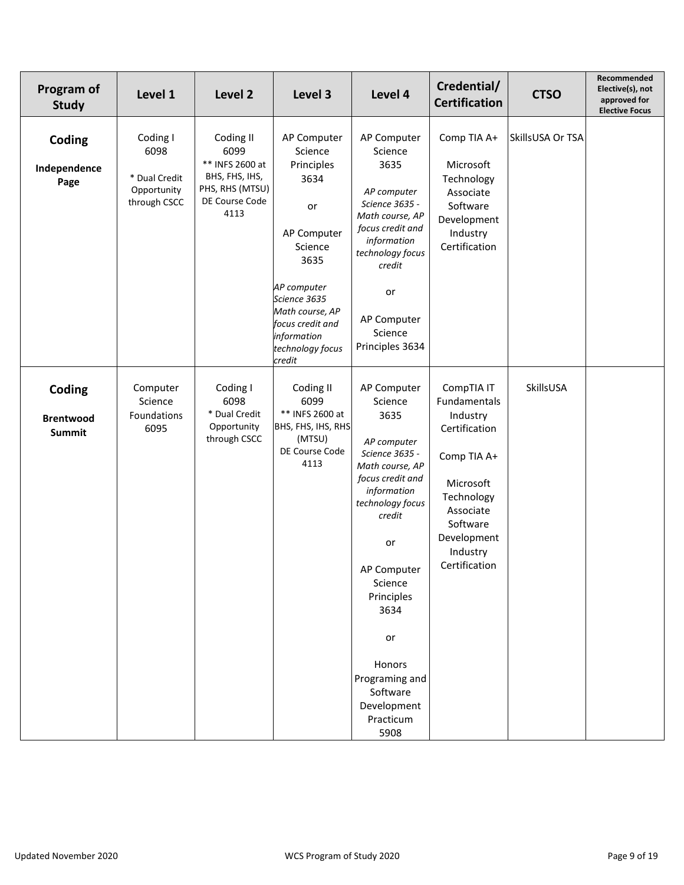| Program of Study | Level 1 | Level 2 | Level 3 | Level 4 | Credential/ Certification | CTSO | Recommended Elective(s), not approved for Elective Focus |
|---|---|---|---|---|---|---|---|
| **Coding** **Independence Page** | Coding I 6098 * Dual Credit Opportunity through CSCC | Coding II 6099 ** INFS 2600 at BHS, FHS, IHS, PHS, RHS (MTSU) DE Course Code 4113 | AP Computer Science Principles 3634 or AP Computer Science 3635 *AP computer Science 3635 Math course, AP focus credit and information technology focus credit* | AP Computer Science 3635 *AP computer Science 3635 - Math course, AP focus credit and information technology focus credit* or AP Computer Science Principles 3634 | Comp TIA A+ Microsoft Technology Associate Software Development Industry Certification | SkillsUSA Or TSA | |
| **Coding** **Brentwood Summit** | Computer Science Foundations 6095 | Coding I 6098 * Dual Credit Opportunity through CSCC | Coding II 6099 ** INFS 2600 at BHS, FHS, IHS, RHS (MTSU) DE Course Code 4113 | AP Computer Science 3635 *AP computer Science 3635 - Math course, AP focus credit and information technology focus credit* or AP Computer Science Principles 3634 or Honors Programing and Software Development Practicum 5908 | CompTIA IT Fundamentals Industry Certification Comp TIA A+ Microsoft Technology Associate Software Development Industry Certification | SkillsUSA | |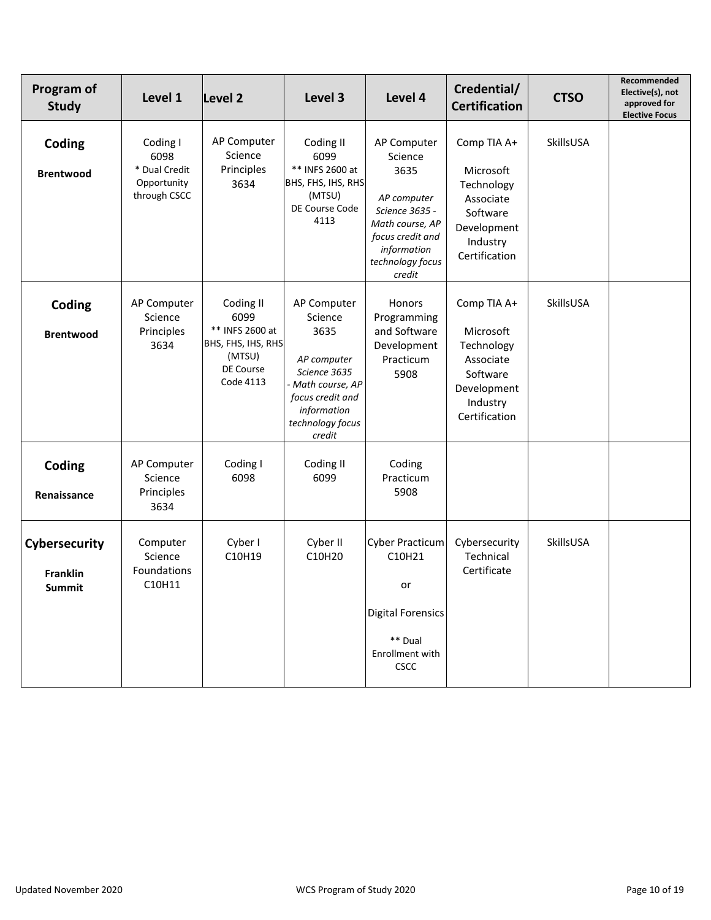| Program of Study | Level 1 | Level 2 | Level 3 | Level 4 | Credential/ Certification | CTSO | Recommended Elective(s), not approved for Elective Focus |
|---|---|---|---|---|---|---|---|
| **Coding** **Brentwood** | Coding I 6098 * Dual Credit Opportunity through CSCC | AP Computer Science Principles 3634 | Coding II 6099 ** INFS 2600 at BHS, FHS, IHS, RHS (MTSU) DE Course Code 4113 | AP Computer Science 3635 *AP computer Science 3635 - Math course, AP focus credit and information technology focus credit* | Comp TIA A+ Microsoft Technology Associate Software Development Industry Certification | SkillsUSA | |
| **Coding** **Brentwood** | AP Computer Science Principles 3634 | Coding II 6099 ** INFS 2600 at BHS, FHS, IHS, RHS (MTSU) DE Course Code 4113 | AP Computer Science 3635 *AP computer Science 3635 - Math course, AP focus credit and information technology focus credit* | Honors Programming and Software Development Practicum 5908 | Comp TIA A+ Microsoft Technology Associate Software Development Industry Certification | SkillsUSA | |
| **Coding** **Renaissance** | AP Computer Science Principles 3634 | Coding I 6098 | Coding II 6099 | Coding Practicum 5908 | | | |
| **Cybersecurity** **Franklin Summit** | Computer Science Foundations C10H11 | Cyber I C10H19 | Cyber II C10H20 | Cyber Practicum C10H21 or Digital Forensics ** Dual Enrollment with CSCC | Cybersecurity Technical Certificate | SkillsUSA | |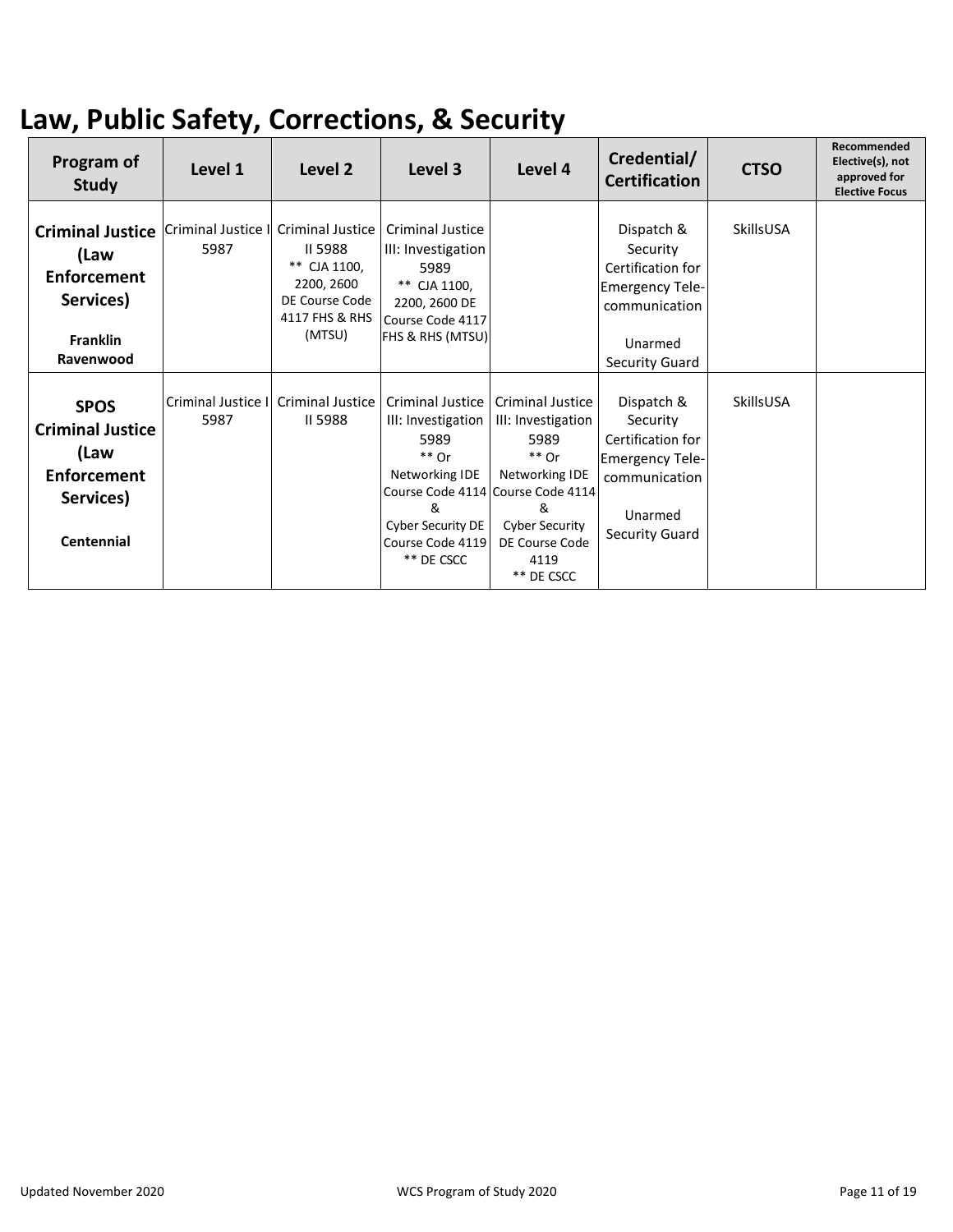# Law, Public Safety, Corrections, & Security

| Program of Study | Level 1 | Level 2 | Level 3 | Level 4 | Credential/ Certification | CTSO | Recommended Elective(s), not approved for Elective Focus |
|---|---|---|---|---|---|---|---|
| **Criminal Justice (Law Enforcement Services)**<br><br>**Franklin Ravenwood** | Criminal Justice I 5987 | Criminal Justice II 5988<br>** CJA 1100, 2200, 2600 DE Course Code 4117 FHS & RHS (MTSU) | Criminal Justice III: Investigation 5989<br>** CJA 1100, 2200, 2600 DE Course Code 4117 FHS & RHS (MTSU) | | Dispatch & Security Certification for Emergency Tele-communication<br><br>Unarmed Security Guard | SkillsUSA | |
| **SPOS Criminal Justice (Law Enforcement Services)**<br><br>**Centennial** | Criminal Justice I 5987 | Criminal Justice II 5988 | Criminal Justice III: Investigation 5989<br>** Or<br>Networking IDE Course Code 4114<br>&<br>Cyber Security DE Course Code 4119<br>** DE CSCC | Criminal Justice III: Investigation 5989<br>** Or<br>Networking IDE Course Code 4114<br>&<br>Cyber Security DE Course Code 4119<br>** DE CSCC | Dispatch & Security Certification for Emergency Tele-communication<br><br>Unarmed Security Guard | SkillsUSA | |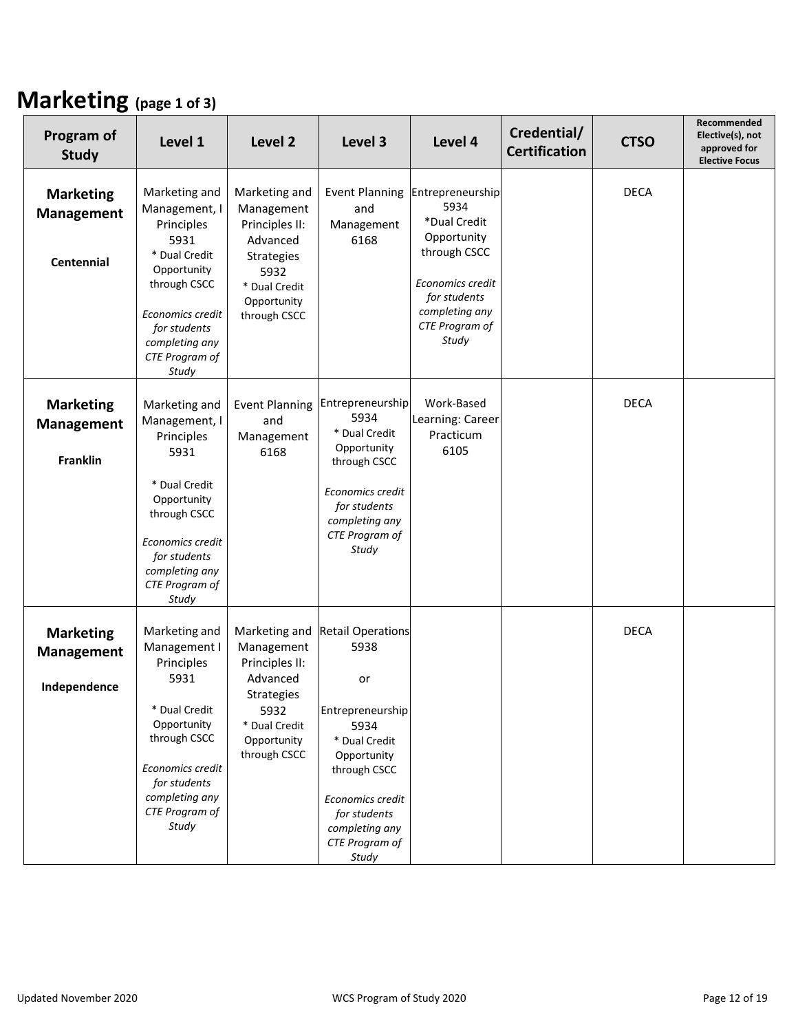# Marketing (page 1 of 3)

| Program of Study | Level 1 | Level 2 | Level 3 | Level 4 | Credential/ Certification | CTSO | Recommended Elective(s), not approved for Elective Focus |
|---|---|---|---|---|---|---|---|
| **Marketing Management** **Centennial** | Marketing and Management, I Principles 5931 * Dual Credit Opportunity through CSCC *Economics credit for students completing any CTE Program of Study* | Marketing and Management Principles II: Advanced Strategies 5932 * Dual Credit Opportunity through CSCC | Event Planning and Management 6168 | Entrepreneurship 5934 *Dual Credit Opportunity through CSCC *Economics credit for students completing any CTE Program of Study* | | DECA | |
| **Marketing Management** **Franklin** | Marketing and Management, I Principles 5931 * Dual Credit Opportunity through CSCC *Economics credit for students completing any CTE Program of Study* | Event Planning and Management 6168 | Entrepreneurship 5934 * Dual Credit Opportunity through CSCC *Economics credit for students completing any CTE Program of Study* | Work-Based Learning: Career Practicum 6105 | | DECA | |
| **Marketing Management** **Independence** | Marketing and Management I Principles 5931 * Dual Credit Opportunity through CSCC *Economics credit for students completing any CTE Program of Study* | Marketing and Management Principles II: Advanced Strategies 5932 * Dual Credit Opportunity through CSCC | Retail Operations 5938 or Entrepreneurship 5934 * Dual Credit Opportunity through CSCC *Economics credit for students completing any CTE Program of Study* | | | DECA | |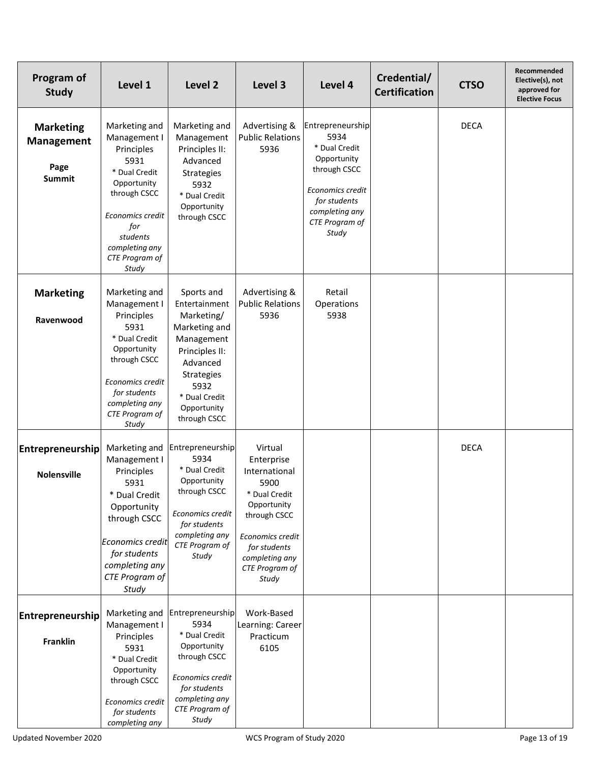| Program of Study | Level 1 | Level 2 | Level 3 | Level 4 | Credential/ Certification | CTSO | Recommended Elective(s), not approved for Elective Focus |
|---|---|---|---|---|---|---|---|
| **Marketing Management**<br><br>**Page Summit** | Marketing and Management I Principles 5931<br>* Dual Credit Opportunity through CSCC<br><br>*Economics credit for students completing any CTE Program of Study* | Marketing and Management Principles II: Advanced Strategies 5932<br>* Dual Credit Opportunity through CSCC | Advertising & Public Relations 5936 | Entrepreneurship 5934<br>* Dual Credit Opportunity through CSCC<br><br>*Economics credit for students completing any CTE Program of Study* | | DECA | |
| **Marketing**<br><br>**Ravenwood** | Marketing and Management I Principles 5931<br>* Dual Credit Opportunity through CSCC<br><br>*Economics credit for students completing any CTE Program of Study* | Sports and Entertainment Marketing/ Marketing and Management Principles II: Advanced Strategies 5932<br>* Dual Credit Opportunity through CSCC | Advertising & Public Relations 5936 | Retail Operations 5938 | | | |
| **Entrepreneurship**<br><br>**Nolensville** | Marketing and Management I Principles 5931<br>* Dual Credit Opportunity through CSCC<br><br>*Economics credit for students completing any CTE Program of Study* | Entrepreneurship 5934<br>* Dual Credit Opportunity through CSCC<br><br>*Economics credit for students completing any CTE Program of Study* | Virtual Enterprise International 5900<br>* Dual Credit Opportunity through CSCC<br><br>*Economics credit for students completing any CTE Program of Study* | | | DECA | |
| **Entrepreneurship**<br><br>**Franklin** | Marketing and Management I Principles 5931<br>* Dual Credit Opportunity through CSCC<br><br>*Economics credit for students completing any* | Entrepreneurship 5934<br>* Dual Credit Opportunity through CSCC<br><br>*Economics credit for students completing any CTE Program of Study* | Work-Based Learning: Career Practicum 6105 | | | | |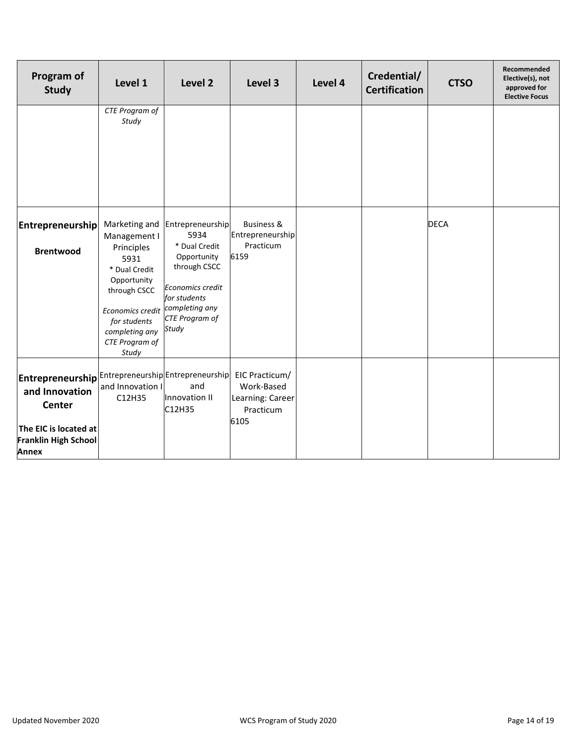| Program of Study | Level 1 | Level 2 | Level 3 | Level 4 | Credential/ Certification | CTSO | Recommended Elective(s), not approved for Elective Focus |
|---|---|---|---|---|---|---|---|
| | *CTE Program of Study* | | | | | | |
| **Entrepreneurship**<br><br>**Brentwood** | Marketing and Management I Principles 5931<br>* Dual Credit Opportunity through CSCC<br><br>*Economics credit for students completing any CTE Program of Study* | Entrepreneurship 5934<br>* Dual Credit Opportunity through CSCC<br><br>*Economics credit for students completing any CTE Program of Study* | Business & Entrepreneurship Practicum 6159 | | | DECA | |
| **Entrepreneurship and Innovation Center**<br><br>**The EIC is located at Franklin High School Annex** | Entrepreneurship and Innovation I C12H35 | Entrepreneurship and Innovation II C12H35 | EIC Practicum/ Work-Based Learning: Career Practicum 6105 | | | | |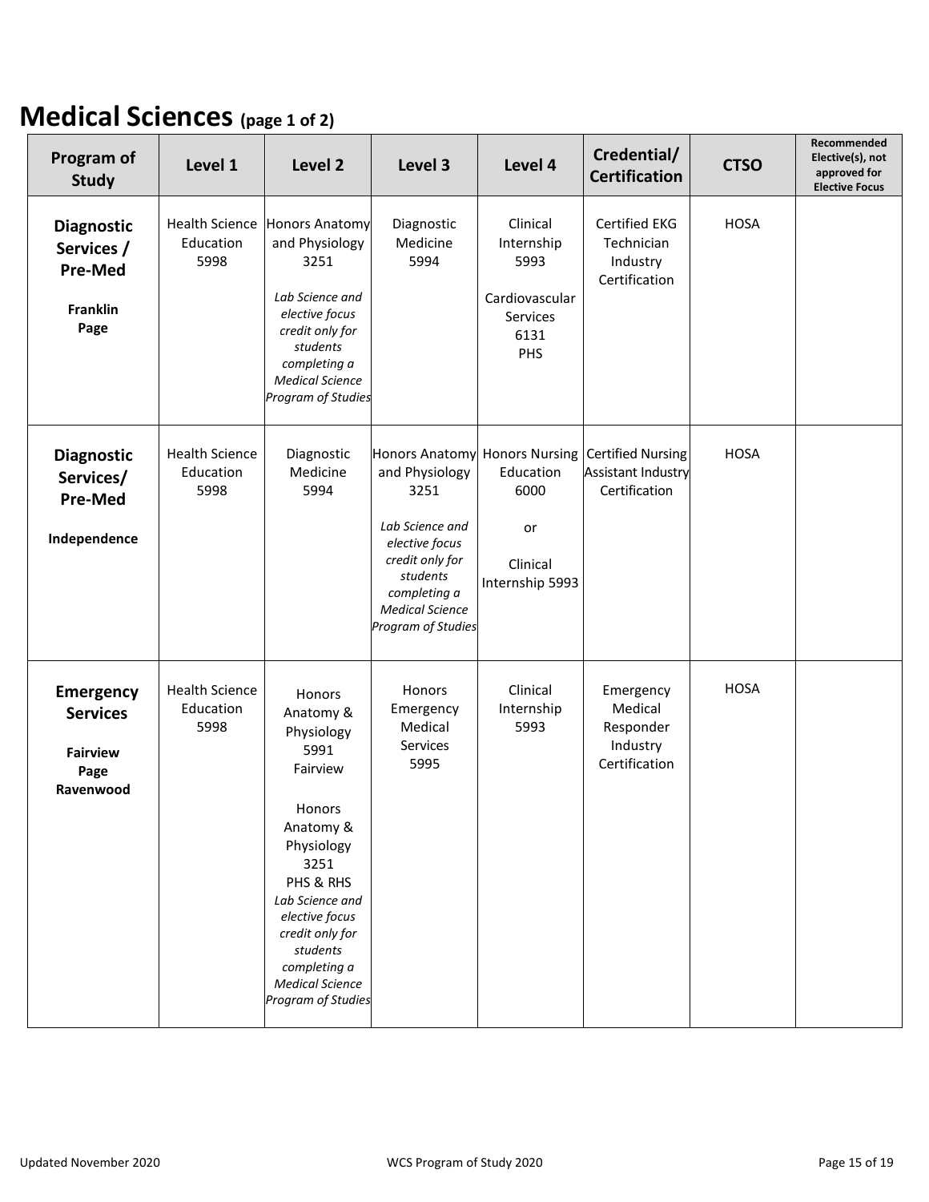# Medical Sciences (page 1 of 2)

| Program of Study | Level 1 | Level 2 | Level 3 | Level 4 | Credential/ Certification | CTSO | Recommended Elective(s), not approved for Elective Focus |
|---|---|---|---|---|---|---|---|
| **Diagnostic Services / Pre-Med**<br><br>**Franklin**<br>**Page** | Health Science Education 5998 | Honors Anatomy and Physiology 3251<br><br>*Lab Science and elective focus credit only for students completing a Medical Science Program of Studies* | Diagnostic Medicine 5994 | Clinical Internship 5993<br><br>Cardiovascular Services 6131<br>PHS | Certified EKG Technician Industry Certification | HOSA | |
| **Diagnostic Services/ Pre-Med**<br><br>**Independence** | Health Science Education 5998 | Diagnostic Medicine 5994 | Honors Anatomy and Physiology 3251<br><br>*Lab Science and elective focus credit only for students completing a Medical Science Program of Studies* | Honors Nursing Education 6000<br><br>or<br><br>Clinical Internship 5993 | Certified Nursing Assistant Industry Certification | HOSA | |
| **Emergency Services**<br><br>**Fairview**<br>**Page**<br>**Ravenwood** | Health Science Education 5998 | Honors Anatomy & Physiology 5991<br>Fairview<br><br>Honors Anatomy & Physiology 3251<br>PHS & RHS<br>*Lab Science and elective focus credit only for students completing a Medical Science Program of Studies* | Honors Emergency Medical Services 5995 | Clinical Internship 5993 | Emergency Medical Responder Industry Certification | HOSA | |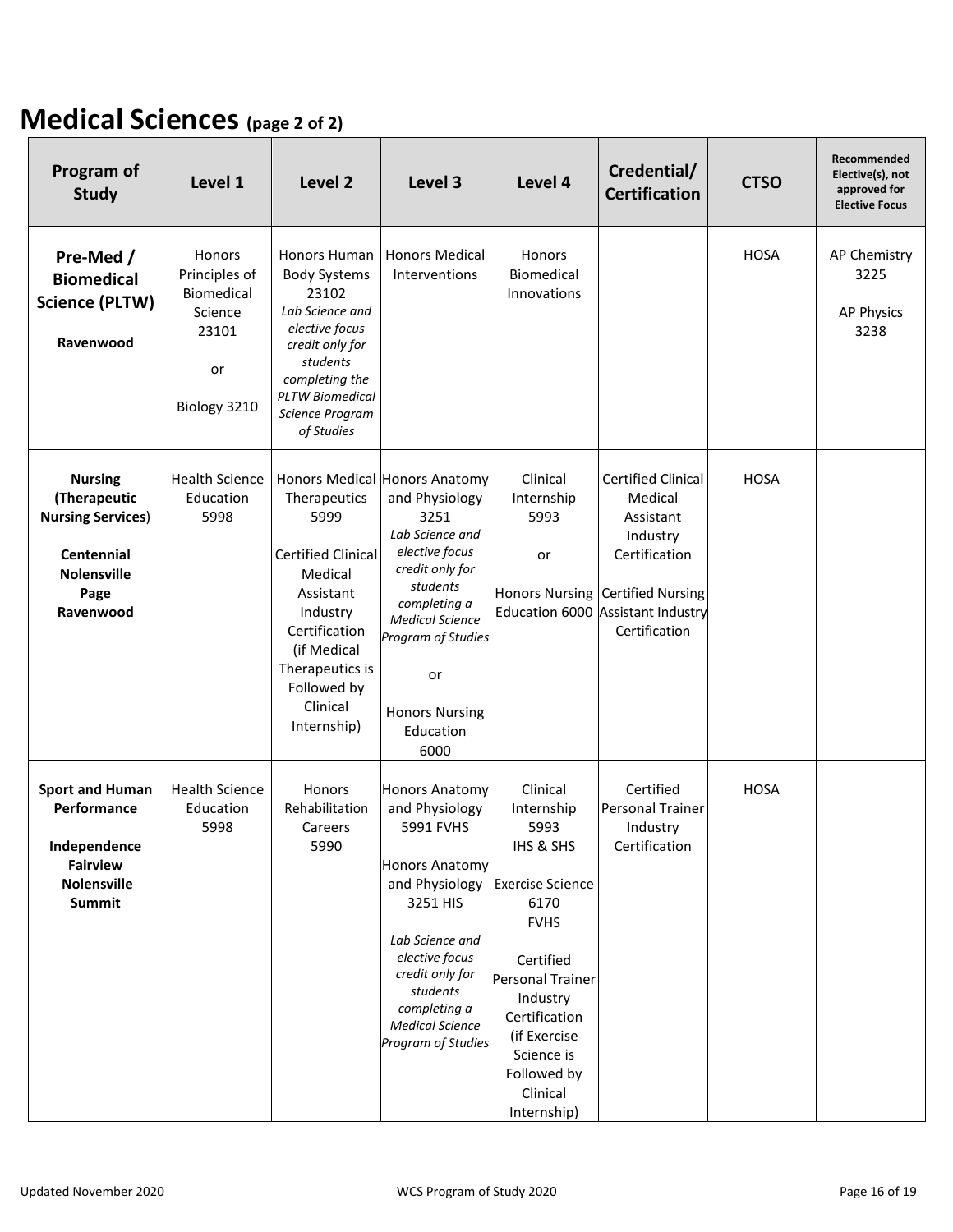# Medical Sciences (page 2 of 2)

| Program of Study | Level 1 | Level 2 | Level 3 | Level 4 | Credential/ Certification | CTSO | Recommended Elective(s), not approved for Elective Focus |
|---|---|---|---|---|---|---|---|
| **Pre-Med / Biomedical Science (PLTW)**<br><br>**Ravenwood** | Honors Principles of Biomedical Science 23101<br><br>or<br><br>Biology 3210 | Honors Human Body Systems 23102<br>*Lab Science and elective focus credit only for students completing the PLTW Biomedical Science Program of Studies* | Honors Medical Interventions | Honors Biomedical Innovations | | HOSA | AP Chemistry 3225<br><br>AP Physics 3238 |
| **Nursing (Therapeutic Nursing Services)**<br><br>**Centennial**<br>**Nolensville**<br>**Page**<br>**Ravenwood** | Health Science Education 5998 | Honors Medical Therapeutics 5999<br><br>Certified Clinical Medical Assistant Industry Certification (if Medical Therapeutics is Followed by Clinical Internship) | Honors Anatomy and Physiology 3251<br>*Lab Science and elective focus credit only for students completing a Medical Science Program of Studies*<br><br>or<br><br>Honors Nursing Education 6000 | Clinical Internship 5993<br><br>or<br><br>Honors Nursing Education 6000 | Certified Clinical Medical Assistant Industry Certification<br><br>Certified Nursing Assistant Industry Certification | HOSA | |
| **Sport and Human Performance**<br><br>**Independence**<br>**Fairview**<br>**Nolensville**<br>**Summit** | Health Science Education 5998 | Honors Rehabilitation Careers 5990 | Honors Anatomy and Physiology 5991 FVHS<br><br>Honors Anatomy and Physiology 3251 HIS<br><br>*Lab Science and elective focus credit only for students completing a Medical Science Program of Studies* | Clinical Internship 5993 IHS & SHS<br><br>Exercise Science 6170 FVHS<br><br>Certified Personal Trainer Industry Certification (if Exercise Science is Followed by Clinical Internship) | Certified Personal Trainer Industry Certification | HOSA | |

Updated November 2020 | WCS Program of Study 2020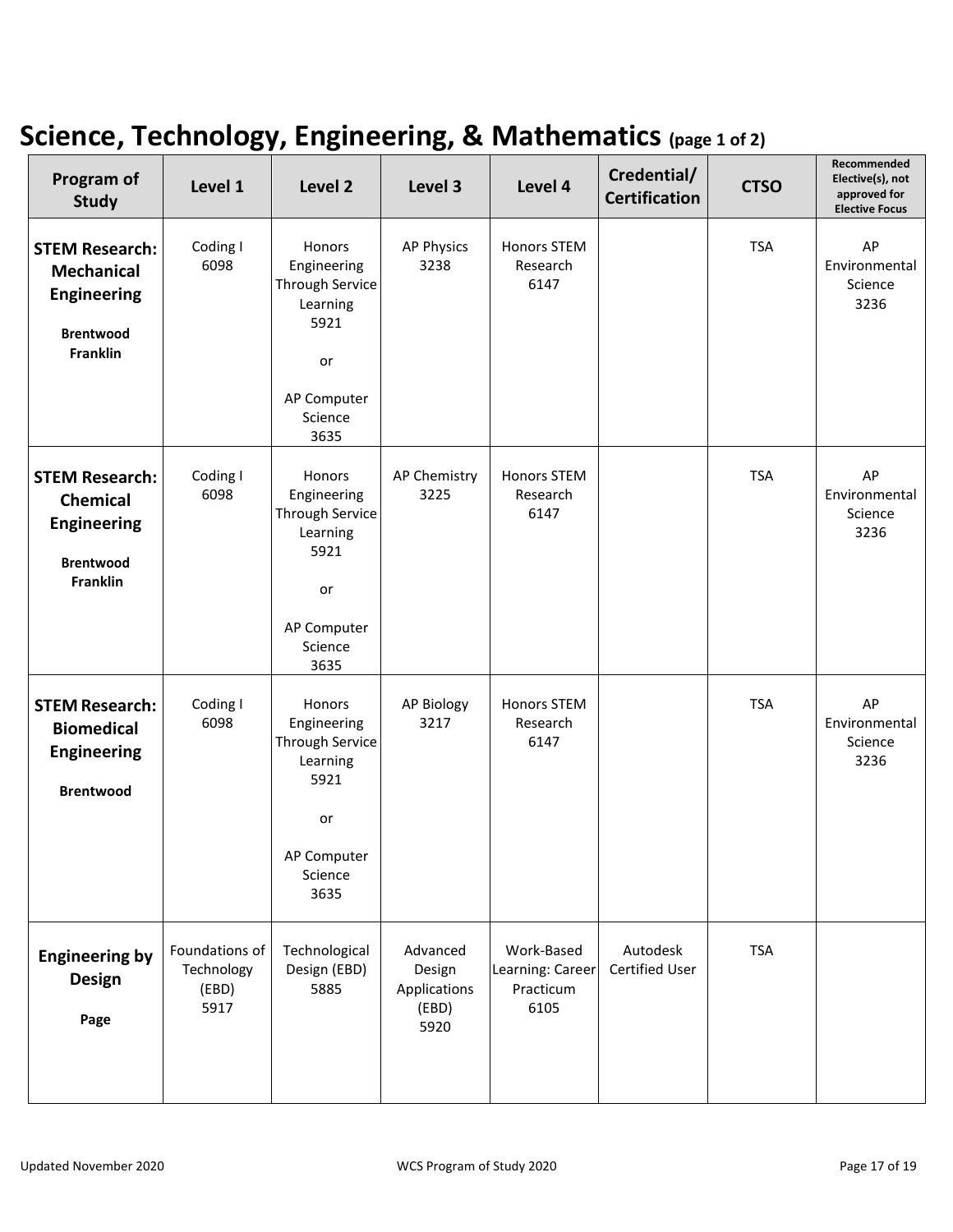# Science, Technology, Engineering, & Mathematics (page 1 of 2)

| Program of Study | Level 1 | Level 2 | Level 3 | Level 4 | Credential/ Certification | CTSO | Recommended Elective(s), not approved for Elective Focus |
|---|---|---|---|---|---|---|---|
| **STEM Research: Mechanical Engineering** **Brentwood Franklin** | Coding I 6098 | Honors Engineering Through Service Learning 5921 or AP Computer Science 3635 | AP Physics 3238 | Honors STEM Research 6147 | | TSA | AP Environmental Science 3236 |
| **STEM Research: Chemical Engineering** **Brentwood Franklin** | Coding I 6098 | Honors Engineering Through Service Learning 5921 or AP Computer Science 3635 | AP Chemistry 3225 | Honors STEM Research 6147 | | TSA | AP Environmental Science 3236 |
| **STEM Research: Biomedical Engineering** **Brentwood** | Coding I 6098 | Honors Engineering Through Service Learning 5921 or AP Computer Science 3635 | AP Biology 3217 | Honors STEM Research 6147 | | TSA | AP Environmental Science 3236 |
| **Engineering by Design** **Page** | Foundations of Technology (EBD) 5917 | Technological Design (EBD) 5885 | Advanced Design Applications (EBD) 5920 | Work-Based Learning: Career Practicum 6105 | Autodesk Certified User | TSA | |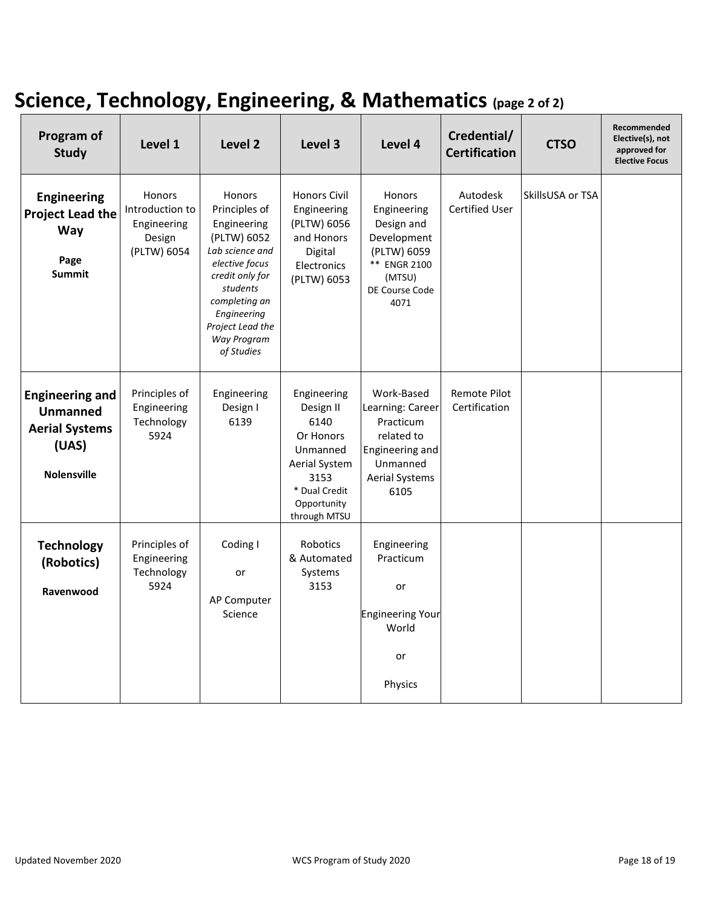# Science, Technology, Engineering, & Mathematics (page 2 of 2)

| Program of Study | Level 1 | Level 2 | Level 3 | Level 4 | Credential/ Certification | CTSO | Recommended Elective(s), not approved for Elective Focus |
|---|---|---|---|---|---|---|---|
| **Engineering Project Lead the Way**<br><br>**Page**<br>**Summit** | Honors Introduction to Engineering Design (PLTW) 6054 | Honors Principles of Engineering (PLTW) 6052 *Lab science and elective focus credit only for students completing an Engineering Project Lead the Way Program of Studies* | Honors Civil Engineering (PLTW) 6056 and Honors Digital Electronics (PLTW) 6053 | Honors Engineering Design and Development (PLTW) 6059 ** ENGR 2100 (MTSU) DE Course Code 4071 | Autodesk Certified User | SkillsUSA or TSA | |
| **Engineering and Unmanned Aerial Systems (UAS)**<br><br>**Nolensville** | Principles of Engineering Technology 5924 | Engineering Design I 6139 | Engineering Design II 6140 Or Honors Unmanned Aerial System 3153 * Dual Credit Opportunity through MTSU | Work-Based Learning: Career Practicum related to Engineering and Unmanned Aerial Systems 6105 | Remote Pilot Certification | | |
| **Technology (Robotics)**<br><br>**Ravenwood** | Principles of Engineering Technology 5924 | Coding I<br><br>or<br><br>AP Computer Science | Robotics & Automated Systems 3153 | Engineering Practicum<br><br>or<br><br>Engineering Your World<br><br>or<br><br>Physics | | | |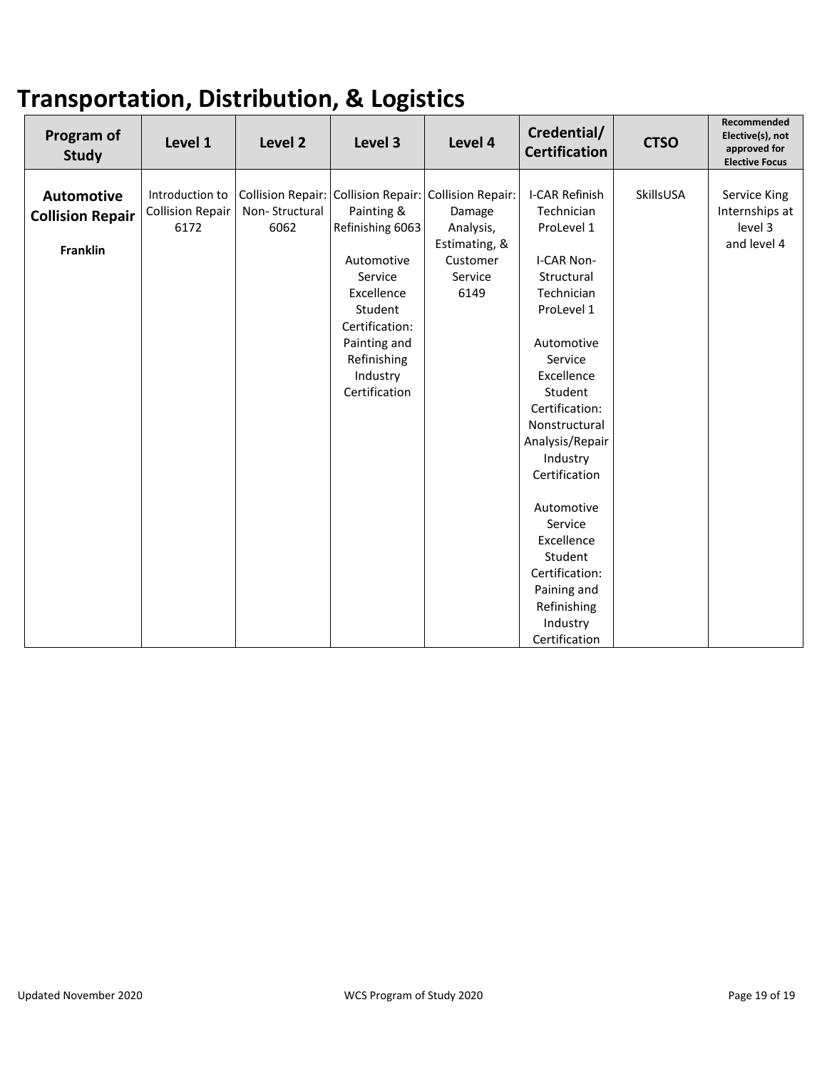# Transportation, Distribution, & Logistics

| Program of Study | Level 1 | Level 2 | Level 3 | Level 4 | Credential/ Certification | CTSO | Recommended Elective(s), not approved for Elective Focus |
|---|---|---|---|---|---|---|---|
| **Automotive Collision Repair** **Franklin** | Introduction to Collision Repair 6172 | Collision Repair: Non- Structural 6062 | Collision Repair: Painting & Refinishing 6063 Automotive Service Excellence Student Certification: Painting and Refinishing Industry Certification | Collision Repair: Damage Analysis, Estimating, & Customer Service 6149 | I-CAR Refinish Technician ProLevel 1 I-CAR Non-Structural Technician ProLevel 1 Automotive Service Excellence Student Certification: Nonstructural Analysis/Repair Industry Certification Automotive Service Excellence Student Certification: Paining and Refinishing Industry Certification | SkillsUSA | Service King Internships at level 3 and level 4 |